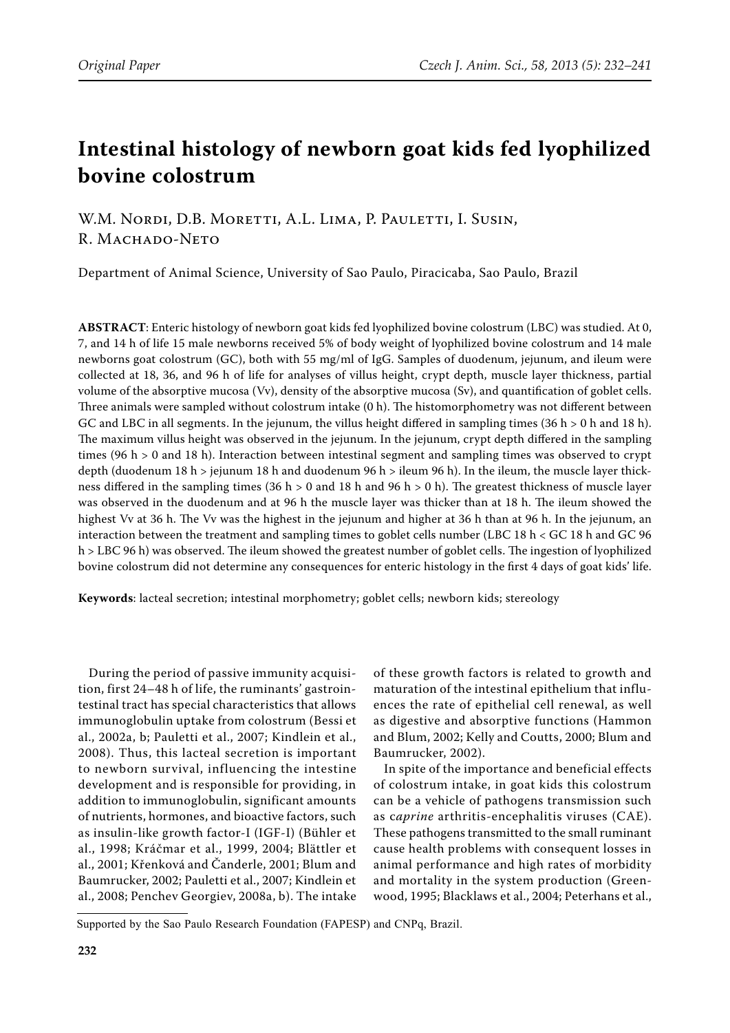Original Paper

# Intestinal histology of newborn goat kids fed lyophilized bovine colostrum

W.M. Nordi, D.B. Moretti, A.L. Lima, P. Pauletti, I. Susin, R. Machado-Neto

Department of Animal Science, University of Sao Paulo, Piracicaba, Sao Paulo, Brazil

**ABSTRACT**: Enteric histology of newborn goat kids fed lyophilized bovine colostrum (LBC) was studied. At 0, 7, and 14 h of life 15 male newborns received 5% of body weight of lyophilized bovine colostrum and 14 male newborns goat colostrum (GC), both with 55 mg/ml of IgG. Samples of duodenum, jejunum, and ileum were collected at 18, 36, and 96 h of life for analyses of villus height, crypt depth, muscle layer thickness, partial volume of the absorptive mucosa (Vv), density of the absorptive mucosa (Sv), and quantification of goblet cells. Three animals were sampled without colostrum intake (0 h). The histomorphometry was not different between GC and LBC in all segments. In the jejunum, the villus height differed in sampling times (36 h > 0 h and 18 h). The maximum villus height was observed in the jejunum. In the jejunum, crypt depth differed in the sampling times (96 h > 0 and 18 h). Interaction between intestinal segment and sampling times was observed to crypt depth (duodenum 18 h > jejunum 18 h and duodenum 96 h > ileum 96 h). In the ileum, the muscle layer thickness differed in the sampling times (36 h > 0 and 18 h and 96 h > 0 h). The greatest thickness of muscle layer was observed in the duodenum and at 96 h the muscle layer was thicker than at 18 h. The ileum showed the highest Vv at 36 h. The Vv was the highest in the jejunum and higher at 36 h than at 96 h. In the jejunum, an interaction between the treatment and sampling times to goblet cells number (LBC 18 h < GC 18 h and GC 96 h > LBC 96 h) was observed. The ileum showed the greatest number of goblet cells. The ingestion of lyophilized bovine colostrum did not determine any consequences for enteric histology in the first 4 days of goat kids' life.

**Keywords**: lacteal secretion; intestinal morphometry; goblet cells; newborn kids; stereology

During the period of passive immunity acquisition, first 24–48 h of life, the ruminants' gastrointestinal tract has special characteristics that allows immunoglobulin uptake from colostrum (Bessi et al., 2002a, b; Pauletti et al., 2007; Kindlein et al., 2008). Thus, this lacteal secretion is important to newborn survival, influencing the intestine development and is responsible for providing, in addition to immunoglobulin, significant amounts of nutrients, hormones, and bioactive factors, such as insulin-like growth factor-I (IGF-I) (Bühler et al., 1998; Kráčmar et al., 1999, 2004; Blättler et al., 2001; Křenková and Čanderle, 2001; Blum and Baumrucker, 2002; Pauletti et al., 2007; Kindlein et al., 2008; Penchev Georgiev, 2008a, b). The intake of these growth factors is related to growth and maturation of the intestinal epithelium that influences the rate of epithelial cell renewal, as well as digestive and absorptive functions (Hammon and Blum, 2002; Kelly and Coutts, 2000; Blum and Baumrucker, 2002).

In spite of the importance and beneficial effects of colostrum intake, in goat kids this colostrum can be a vehicle of pathogens transmission such as c*aprine* arthritis-encephalitis viruses (CAE). These pathogens transmitted to the small ruminant cause health problems with consequent losses in animal performance and high rates of morbidity and mortality in the system production (Greenwood, 1995; Blacklaws et al., 2004; Peterhans et al.,

Supported by the Sao Paulo Research Foundation (FAPESP) and CNPq, Brazil.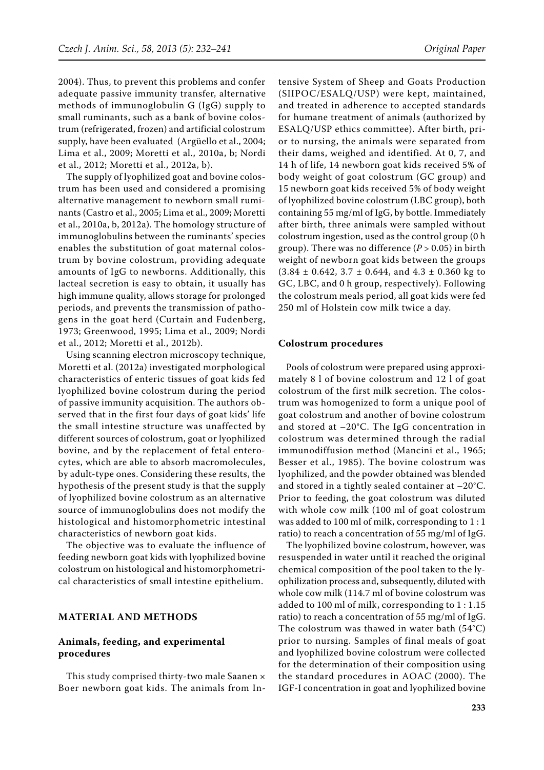2004). Thus, to prevent this problems and confer adequate passive immunity transfer, alternative methods of immunoglobulin G (IgG) supply to small ruminants, such as a bank of bovine colostrum (refrigerated, frozen) and artificial colostrum supply, have been evaluated (Argüello et al., 2004; Lima et al., 2009; Moretti et al., 2010a, b; Nordi et al., 2012; Moretti et al., 2012a, b).

The supply of lyophilized goat and bovine colostrum has been used and considered a promising alternative management to newborn small ruminants (Castro et al., 2005; Lima et al., 2009; Moretti et al., 2010a, b, 2012a). The homology structure of immunoglobulins between the ruminants' species enables the substitution of goat maternal colostrum by bovine colostrum, providing adequate amounts of IgG to newborns. Additionally, this lacteal secretion is easy to obtain, it usually has high immune quality, allows storage for prolonged periods, and prevents the transmission of pathogens in the goat herd (Curtain and Fudenberg, 1973; Greenwood, 1995; Lima et al., 2009; Nordi et al., 2012; Moretti et al., 2012b).

Using scanning electron microscopy technique, Moretti et al. (2012a) investigated morphological characteristics of enteric tissues of goat kids fed lyophilized bovine colostrum during the period of passive immunity acquisition. The authors observed that in the first four days of goat kids' life the small intestine structure was unaffected by different sources of colostrum, goat or lyophilized bovine, and by the replacement of fetal enterocytes, which are able to absorb macromolecules, by adult-type ones. Considering these results, the hypothesis of the present study is that the supply of lyophilized bovine colostrum as an alternative source of immunoglobulins does not modify the histological and histomorphometric intestinal characteristics of newborn goat kids.

The objective was to evaluate the influence of feeding newborn goat kids with lyophilized bovine colostrum on histological and histomorphometrical characteristics of small intestine epithelium.

## MATERIAL AND METHODS

### Animals, feeding, and experimental procedures

This study comprised thirty-two male Saanen × Boer newborn goat kids. The animals from Intensive System of Sheep and Goats Production (SIIPOC/ESALQ/USP) were kept, maintained, and treated in adherence to accepted standards for humane treatment of animals (authorized by ESALQ/USP ethics committee). After birth, prior to nursing, the animals were separated from their dams, weighed and identified. At 0, 7, and 14 h of life, 14 newborn goat kids received 5% of body weight of goat colostrum (GC group) and 15 newborn goat kids received 5% of body weight of lyophilized bovine colostrum (LBC group), both containing 55 mg/ml of IgG, by bottle. Immediately after birth, three animals were sampled without colostrum ingestion, used as the control group (0 h group). There was no difference ($P > 0.05$) in birth weight of newborn goat kids between the groups ($3.84 \pm 0.642$, $3.7 \pm 0.644$, and $4.3 \pm 0.360$ kg to GC, LBC, and 0 h group, respectively). Following the colostrum meals period, all goat kids were fed 250 ml of Holstein cow milk twice a day.

### Colostrum procedures

Pools of colostrum were prepared using approximately 8 l of bovine colostrum and 12 l of goat colostrum of the first milk secretion. The colostrum was homogenized to form a unique pool of goat colostrum and another of bovine colostrum and stored at −20°C. The IgG concentration in colostrum was determined through the radial immunodiffusion method (Mancini et al., 1965; Besser et al., 1985). The bovine colostrum was lyophilized, and the powder obtained was blended and stored in a tightly sealed container at −20°C. Prior to feeding, the goat colostrum was diluted with whole cow milk (100 ml of goat colostrum was added to 100 ml of milk, corresponding to 1 : 1 ratio) to reach a concentration of 55 mg/ml of IgG.

The lyophilized bovine colostrum, however, was resuspended in water until it reached the original chemical composition of the pool taken to the lyophilization process and, subsequently, diluted with whole cow milk (114.7 ml of bovine colostrum was added to 100 ml of milk, corresponding to 1 : 1.15 ratio) to reach a concentration of 55 mg/ml of IgG. The colostrum was thawed in water bath (54°C) prior to nursing. Samples of final meals of goat and lyophilized bovine colostrum were collected for the determination of their composition using the standard procedures in AOAC (2000). The IGF-I concentration in goat and lyophilized bovine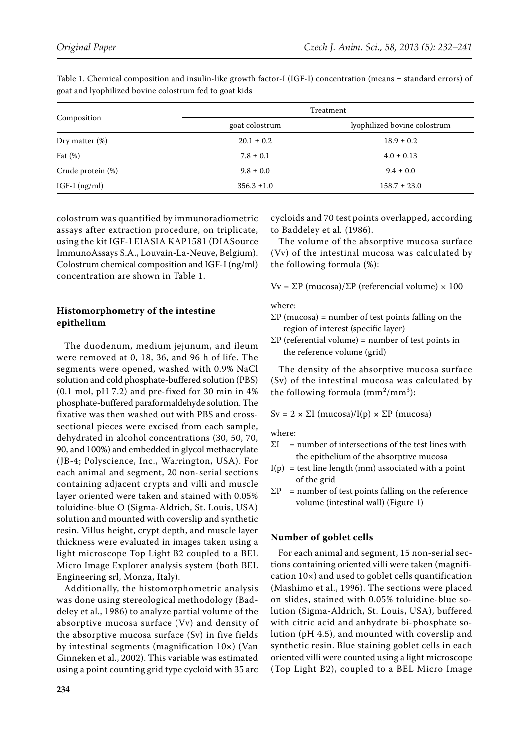Table 1. Chemical composition and insulin-like growth factor-I (IGF-I) concentration (means ± standard errors) of goat and lyophilized bovine colostrum fed to goat kids

| Composition | Treatment | |
|---|---|---|
| | goat colostrum | lyophilized bovine colostrum |
| Dry matter (%) | 20.1 ± 0.2 | 18.9 ± 0.2 |
| Fat (%) | 7.8 ± 0.1 | 4.0 ± 0.13 |
| Crude protein (%) | 9.8 ± 0.0 | 9.4 ± 0.0 |
| IGF-I (ng/ml) | 356.3 ±1.0 | 158.7 ± 23.0 |

colostrum was quantified by immunoradiometric assays after extraction procedure, on triplicate, using the kit IGF-I EIASIA KAP1581 (DIASource ImmunoAssays S.A., Louvain-La-Neuve, Belgium). Colostrum chemical composition and IGF-I (ng/ml) concentration are shown in Table 1.

## Histomorphometry of the intestine epithelium

The duodenum, medium jejunum, and ileum were removed at 0, 18, 36, and 96 h of life. The segments were opened, washed with 0.9% NaCl solution and cold phosphate-buffered solution (PBS) (0.1 mol, pH 7.2) and pre-fixed for 30 min in 4% phosphate-buffered paraformaldehyde solution. The fixative was then washed out with PBS and cross-sectional pieces were excised from each sample, dehydrated in alcohol concentrations (30, 50, 70, 90, and 100%) and embedded in glycol methacrylate (JB-4; Polyscience, Inc., Warrington, USA). For each animal and segment, 20 non-serial sections containing adjacent crypts and villi and muscle layer oriented were taken and stained with 0.05% toluidine-blue O (Sigma-Aldrich, St. Louis, USA) solution and mounted with coverslip and synthetic resin. Villus height, crypt depth, and muscle layer thickness were evaluated in images taken using a light microscope Top Light B2 coupled to a BEL Micro Image Explorer analysis system (both BEL Engineering srl, Monza, Italy).

Additionally, the histomorphometric analysis was done using stereological methodology (Baddeley et al., 1986) to analyze partial volume of the absorptive mucosa surface (Vv) and density of the absorptive mucosa surface (Sv) in five fields by intestinal segments (magnification 10×) (Van Ginneken et al., 2002). This variable was estimated using a point counting grid type cycloid with 35 arc cycloids and 70 test points overlapped, according to Baddeley et al. (1986).

The volume of the absorptive mucosa surface (Vv) of the intestinal mucosa was calculated by the following formula (%):

$$Vv = \Sigma P\ (\text{mucosa}) / \Sigma P\ (\text{referencial volume}) \times 100$$

where:

$\Sigma P$ (mucosa) = number of test points falling on the region of interest (specific layer)

$\Sigma P$ (referential volume) = number of test points in the reference volume (grid)

The density of the absorptive mucosa surface (Sv) of the intestinal mucosa was calculated by the following formula ($mm^2/mm^3$):

$$Sv = 2 \times \Sigma I\ (\text{mucosa}) / I(p) \times \Sigma P\ (\text{mucosa})$$

where:

$\Sigma I$ = number of intersections of the test lines with the epithelium of the absorptive mucosa

$I(p)$ = test line length (mm) associated with a point of the grid

$\Sigma P$ = number of test points falling on the reference volume (intestinal wall) (Figure 1)

## Number of goblet cells

For each animal and segment, 15 non-serial sections containing oriented villi were taken (magnification 10×) and used to goblet cells quantification (Mashimo et al., 1996). The sections were placed on slides, stained with 0.05% toluidine-blue solution (Sigma-Aldrich, St. Louis, USA), buffered with citric acid and anhydrate bi-phosphate solution (pH 4.5), and mounted with coverslip and synthetic resin. Blue staining goblet cells in each oriented villi were counted using a light microscope (Top Light B2), coupled to a BEL Micro Image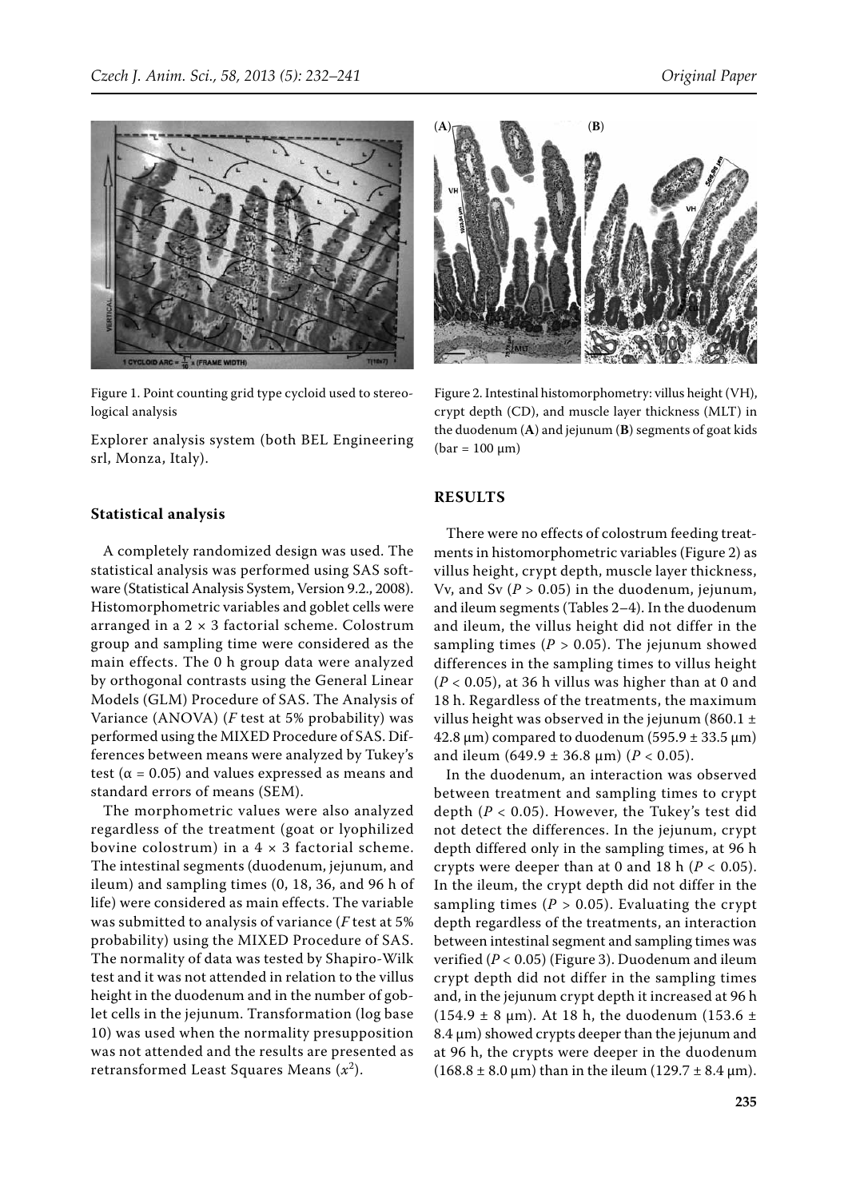Figure 1. Point counting grid type cycloid used to stereological analysis

Explorer analysis system (both BEL Engineering srl, Monza, Italy).

### Statistical analysis

A completely randomized design was used. The statistical analysis was performed using SAS software (Statistical Analysis System, Version 9.2., 2008). Histomorphometric variables and goblet cells were arranged in a 2 × 3 factorial scheme. Colostrum group and sampling time were considered as the main effects. The 0 h group data were analyzed by orthogonal contrasts using the General Linear Models (GLM) Procedure of SAS. The Analysis of Variance (ANOVA) (*F* test at 5% probability) was performed using the MIXED Procedure of SAS. Differences between means were analyzed by Tukey's test ($\alpha = 0.05$) and values expressed as means and standard errors of means (SEM).

The morphometric values were also analyzed regardless of the treatment (goat or lyophilized bovine colostrum) in a 4 × 3 factorial scheme. The intestinal segments (duodenum, jejunum, and ileum) and sampling times (0, 18, 36, and 96 h of life) were considered as main effects. The variable was submitted to analysis of variance (*F* test at 5% probability) using the MIXED Procedure of SAS. The normality of data was tested by Shapiro-Wilk test and it was not attended in relation to the villus height in the duodenum and in the number of goblet cells in the jejunum. Transformation (log base 10) was used when the normality presupposition was not attended and the results are presented as retransformed Least Squares Means ($x^2$).

Figure 2. Intestinal histomorphometry: villus height (VH), crypt depth (CD), and muscle layer thickness (MLT) in the duodenum (**A**) and jejunum (**B**) segments of goat kids (bar = 100 μm)

## RESULTS

There were no effects of colostrum feeding treatments in histomorphometric variables (Figure 2) as villus height, crypt depth, muscle layer thickness, Vv, and Sv ($P > 0.05$) in the duodenum, jejunum, and ileum segments (Tables 2–4). In the duodenum and ileum, the villus height did not differ in the sampling times ($P > 0.05$). The jejunum showed differences in the sampling times to villus height ($P < 0.05$), at 36 h villus was higher than at 0 and 18 h. Regardless of the treatments, the maximum villus height was observed in the jejunum (860.1 ± 42.8 μm) compared to duodenum (595.9 ± 33.5 μm) and ileum (649.9 ± 36.8 μm) ($P < 0.05$).

In the duodenum, an interaction was observed between treatment and sampling times to crypt depth ($P < 0.05$). However, the Tukey's test did not detect the differences. In the jejunum, crypt depth differed only in the sampling times, at 96 h crypts were deeper than at 0 and 18 h ($P < 0.05$). In the ileum, the crypt depth did not differ in the sampling times ($P > 0.05$). Evaluating the crypt depth regardless of the treatments, an interaction between intestinal segment and sampling times was verified ($P < 0.05$) (Figure 3). Duodenum and ileum crypt depth did not differ in the sampling times and, in the jejunum crypt depth it increased at 96 h (154.9 ± 8 μm). At 18 h, the duodenum (153.6 ± 8.4 μm) showed crypts deeper than the jejunum and at 96 h, the crypts were deeper in the duodenum (168.8 ± 8.0 μm) than in the ileum (129.7 ± 8.4 μm).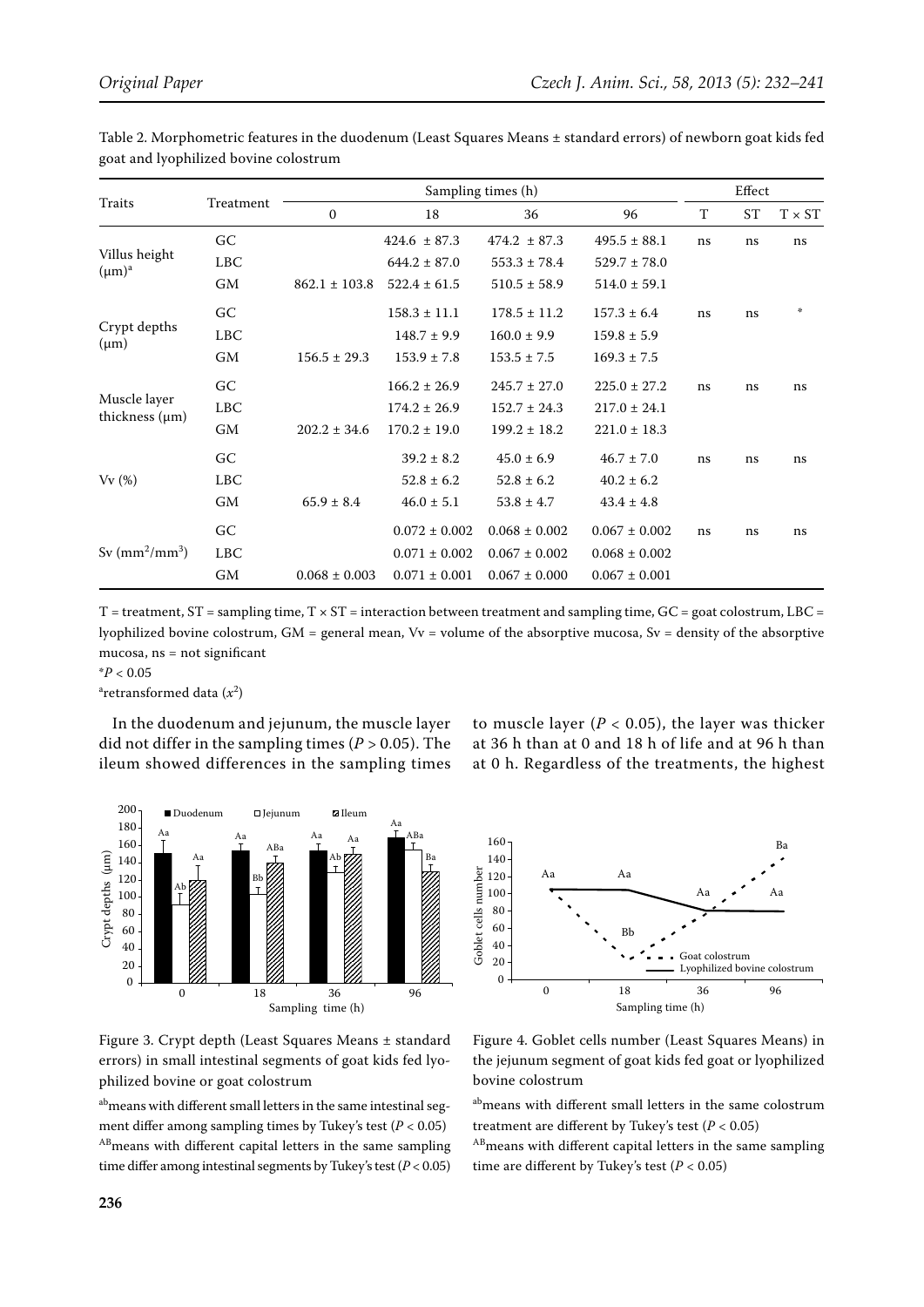Table 2. Morphometric features in the duodenum (Least Squares Means ± standard errors) of newborn goat kids fed goat and lyophilized bovine colostrum

| Traits | Treatment | Sampling times (h) | | | | Effect | | |
|---|---|---|---|---|---|---|---|---|
| | | 0 | 18 | 36 | 96 | T | ST | T × ST |
| Villus height (μm)[a] | GC | | 424.6 ± 87.3 | 474.2 ± 87.3 | 495.5 ± 88.1 | ns | ns | ns |
| | LBC | | 644.2 ± 87.0 | 553.3 ± 78.4 | 529.7 ± 78.0 | | | |
| | GM | 862.1 ± 103.8 | 522.4 ± 61.5 | 510.5 ± 58.9 | 514.0 ± 59.1 | | | |
| Crypt depths (μm) | GC | | 158.3 ± 11.1 | 178.5 ± 11.2 | 157.3 ± 6.4 | ns | ns | * |
| | LBC | | 148.7 ± 9.9 | 160.0 ± 9.9 | 159.8 ± 5.9 | | | |
| | GM | 156.5 ± 29.3 | 153.9 ± 7.8 | 153.5 ± 7.5 | 169.3 ± 7.5 | | | |
| Muscle layer thickness (μm) | GC | | 166.2 ± 26.9 | 245.7 ± 27.0 | 225.0 ± 27.2 | ns | ns | ns |
| | LBC | | 174.2 ± 26.9 | 152.7 ± 24.3 | 217.0 ± 24.1 | | | |
| | GM | 202.2 ± 34.6 | 170.2 ± 19.0 | 199.2 ± 18.2 | 221.0 ± 18.3 | | | |
| Vv (%) | GC | | 39.2 ± 8.2 | 45.0 ± 6.9 | 46.7 ± 7.0 | ns | ns | ns |
| | LBC | | 52.8 ± 6.2 | 52.8 ± 6.2 | 40.2 ± 6.2 | | | |
| | GM | 65.9 ± 8.4 | 46.0 ± 5.1 | 53.8 ± 4.7 | 43.4 ± 4.8 | | | |
| Sv ($mm^2/mm^3$) | GC | | 0.072 ± 0.002 | 0.068 ± 0.002 | 0.067 ± 0.002 | ns | ns | ns |
| | LBC | | 0.071 ± 0.002 | 0.067 ± 0.002 | 0.068 ± 0.002 | | | |
| | GM | 0.068 ± 0.003 | 0.071 ± 0.001 | 0.067 ± 0.000 | 0.067 ± 0.001 | | | |

T = treatment, ST = sampling time, T × ST = interaction between treatment and sampling time, GC = goat colostrum, LBC = lyophilized bovine colostrum, GM = general mean, Vv = volume of the absorptive mucosa, Sv = density of the absorptive mucosa, ns = not significant

*$P < 0.05$

[a]retransformed data ($x^2$)

In the duodenum and jejunum, the muscle layer did not differ in the sampling times ($P > 0.05$). The ileum showed differences in the sampling times to muscle layer ($P < 0.05$), the layer was thicker at 36 h than at 0 and 18 h of life and at 96 h than at 0 h. Regardless of the treatments, the highest

Figure 3. Crypt depth (Least Squares Means ± standard errors) in small intestinal segments of goat kids fed lyophilized bovine or goat colostrum

[ab]means with different small letters in the same intestinal segment differ among sampling times by Tukey's test ($P < 0.05$)
[AB]means with different capital letters in the same sampling time differ among intestinal segments by Tukey's test ($P < 0.05$)

Figure 4. Goblet cells number (Least Squares Means) in the jejunum segment of goat kids fed goat or lyophilized bovine colostrum

[ab]means with different small letters in the same colostrum treatment are different by Tukey's test ($P < 0.05$)
[AB]means with different capital letters in the same sampling time are different by Tukey's test ($P < 0.05$)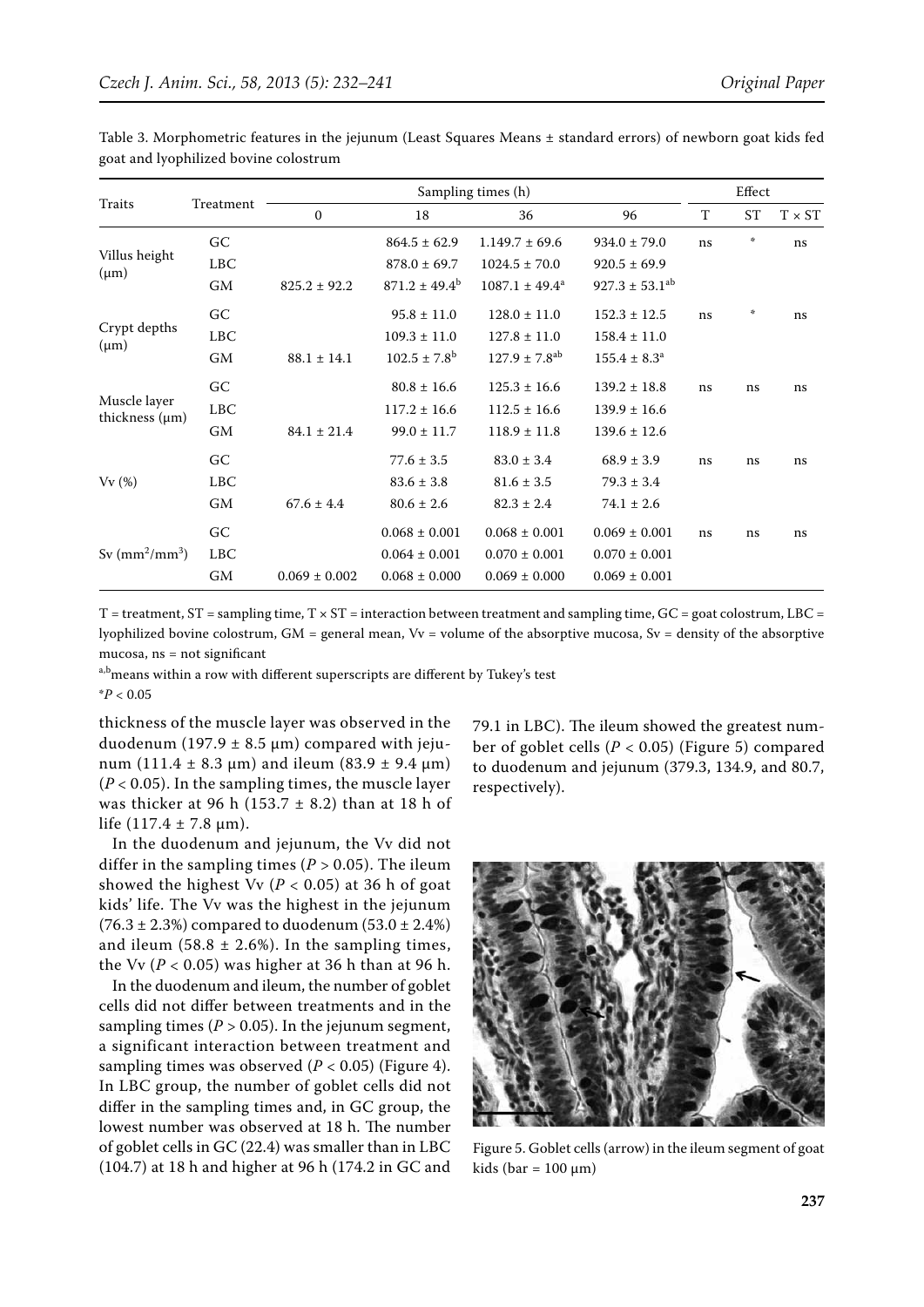Table 3. Morphometric features in the jejunum (Least Squares Means ± standard errors) of newborn goat kids fed goat and lyophilized bovine colostrum

| Traits | Treatment | Sampling times (h) | | | | Effect | | |
|---|---|---|---|---|---|---|---|---|
| | | 0 | 18 | 36 | 96 | T | ST | T × ST |
| Villus height (μm) | GC | | 864.5 ± 62.9 | 1.149.7 ± 69.6 | 934.0 ± 79.0 | ns | * | ns |
| | LBC | | 878.0 ± 69.7 | 1024.5 ± 70.0 | 920.5 ± 69.9 | | | |
| | GM | 825.2 ± 92.2 | 871.2 ± 49.4[b] | 1087.1 ± 49.4[a] | 927.3 ± 53.1[ab] | | | |
| Crypt depths (μm) | GC | | 95.8 ± 11.0 | 128.0 ± 11.0 | 152.3 ± 12.5 | ns | * | ns |
| | LBC | | 109.3 ± 11.0 | 127.8 ± 11.0 | 158.4 ± 11.0 | | | |
| | GM | 88.1 ± 14.1 | 102.5 ± 7.8[b] | 127.9 ± 7.8[ab] | 155.4 ± 8.3[a] | | | |
| Muscle layer thickness (μm) | GC | | 80.8 ± 16.6 | 125.3 ± 16.6 | 139.2 ± 18.8 | ns | ns | ns |
| | LBC | | 117.2 ± 16.6 | 112.5 ± 16.6 | 139.9 ± 16.6 | | | |
| | GM | 84.1 ± 21.4 | 99.0 ± 11.7 | 118.9 ± 11.8 | 139.6 ± 12.6 | | | |
| Vv (%) | GC | | 77.6 ± 3.5 | 83.0 ± 3.4 | 68.9 ± 3.9 | ns | ns | ns |
| | LBC | | 83.6 ± 3.8 | 81.6 ± 3.5 | 79.3 ± 3.4 | | | |
| | GM | 67.6 ± 4.4 | 80.6 ± 2.6 | 82.3 ± 2.4 | 74.1 ± 2.6 | | | |
| Sv ($mm^2/mm^3$) | GC | | 0.068 ± 0.001 | 0.068 ± 0.001 | 0.069 ± 0.001 | ns | ns | ns |
| | LBC | | 0.064 ± 0.001 | 0.070 ± 0.001 | 0.070 ± 0.001 | | | |
| | GM | 0.069 ± 0.002 | 0.068 ± 0.000 | 0.069 ± 0.000 | 0.069 ± 0.001 | | | |

T = treatment, ST = sampling time, T × ST = interaction between treatment and sampling time, GC = goat colostrum, LBC = lyophilized bovine colostrum, GM = general mean, Vv = volume of the absorptive mucosa, Sv = density of the absorptive mucosa, ns = not significant

[a,b]means within a row with different superscripts are different by Tukey's test

*$P < 0.05$

thickness of the muscle layer was observed in the duodenum (197.9 ± 8.5 μm) compared with jejunum (111.4 ± 8.3 μm) and ileum (83.9 ± 9.4 μm) ($P < 0.05$). In the sampling times, the muscle layer was thicker at 96 h (153.7 ± 8.2) than at 18 h of life (117.4 ± 7.8 μm).

In the duodenum and jejunum, the Vv did not differ in the sampling times ($P > 0.05$). The ileum showed the highest Vv ($P < 0.05$) at 36 h of goat kids' life. The Vv was the highest in the jejunum (76.3 ± 2.3%) compared to duodenum (53.0 ± 2.4%) and ileum (58.8 ± 2.6%). In the sampling times, the Vv ($P < 0.05$) was higher at 36 h than at 96 h.

In the duodenum and ileum, the number of goblet cells did not differ between treatments and in the sampling times ($P > 0.05$). In the jejunum segment, a significant interaction between treatment and sampling times was observed ($P < 0.05$) (Figure 4). In LBC group, the number of goblet cells did not differ in the sampling times and, in GC group, the lowest number was observed at 18 h. The number of goblet cells in GC (22.4) was smaller than in LBC (104.7) at 18 h and higher at 96 h (174.2 in GC and 79.1 in LBC). The ileum showed the greatest number of goblet cells ($P < 0.05$) (Figure 5) compared to duodenum and jejunum (379.3, 134.9, and 80.7, respectively).

Figure 5. Goblet cells (arrow) in the ileum segment of goat kids (bar = 100 μm)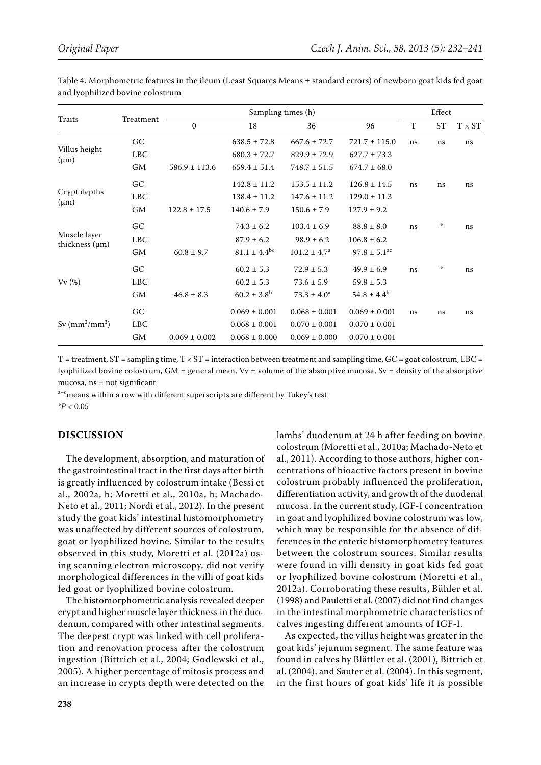Table 4. Morphometric features in the ileum (Least Squares Means ± standard errors) of newborn goat kids fed goat and lyophilized bovine colostrum

| Traits | Treatment | Sampling times (h) | | | | Effect | | |
|---|---|---|---|---|---|---|---|---|
| | | 0 | 18 | 36 | 96 | T | ST | T × ST |
| Villus height (μm) | GC | | 638.5 ± 72.8 | 667.6 ± 72.7 | 721.7 ± 115.0 | ns | ns | ns |
| | LBC | | 680.3 ± 72.7 | 829.9 ± 72.9 | 627.7 ± 73.3 | | | |
| | GM | 586.9 ± 113.6 | 659.4 ± 51.4 | 748.7 ± 51.5 | 674.7 ± 68.0 | | | |
| Crypt depths (μm) | GC | | 142.8 ± 11.2 | 153.5 ± 11.2 | 126.8 ± 14.5 | ns | ns | ns |
| | LBC | | 138.4 ± 11.2 | 147.6 ± 11.2 | 129.0 ± 11.3 | | | |
| | GM | 122.8 ± 17.5 | 140.6 ± 7.9 | 150.6 ± 7.9 | 127.9 ± 9.2 | | | |
| Muscle layer thickness (μm) | GC | | 74.3 ± 6.2 | 103.4 ± 6.9 | 88.8 ± 8.0 | ns | * | ns |
| | LBC | | 87.9 ± 6.2 | 98.9 ± 6.2 | 106.8 ± 6.2 | | | |
| | GM | 60.8 ± 9.7 | 81.1 ± 4.4[bc] | 101.2 ± 4.7[a] | 97.8 ± 5.1[ac] | | | |
| Vv (%) | GC | | 60.2 ± 5.3 | 72.9 ± 5.3 | 49.9 ± 6.9 | ns | * | ns |
| | LBC | | 60.2 ± 5.3 | 73.6 ± 5.9 | 59.8 ± 5.3 | | | |
| | GM | 46.8 ± 8.3 | 60.2 ± 3.8[b] | 73.3 ± 4.0[a] | 54.8 ± 4.4[b] | | | |
| Sv ($mm^2/mm^3$) | GC | | 0.069 ± 0.001 | 0.068 ± 0.001 | 0.069 ± 0.001 | ns | ns | ns |
| | LBC | | 0.068 ± 0.001 | 0.070 ± 0.001 | 0.070 ± 0.001 | | | |
| | GM | 0.069 ± 0.002 | 0.068 ± 0.000 | 0.069 ± 0.000 | 0.070 ± 0.001 | | | |

T = treatment, ST = sampling time, T × ST = interaction between treatment and sampling time, GC = goat colostrum, LBC = lyophilized bovine colostrum, GM = general mean, Vv = volume of the absorptive mucosa, Sv = density of the absorptive mucosa, ns = not significant

[a–c]means within a row with different superscripts are different by Tukey's test

*$P < 0.05$

## DISCUSSION

The development, absorption, and maturation of the gastrointestinal tract in the first days after birth is greatly influenced by colostrum intake (Bessi et al., 2002a, b; Moretti et al., 2010a, b; Machado-Neto et al., 2011; Nordi et al., 2012). In the present study the goat kids' intestinal histomorphometry was unaffected by different sources of colostrum, goat or lyophilized bovine. Similar to the results observed in this study, Moretti et al. (2012a) using scanning electron microscopy, did not verify morphological differences in the villi of goat kids fed goat or lyophilized bovine colostrum.

The histomorphometric analysis revealed deeper crypt and higher muscle layer thickness in the duodenum, compared with other intestinal segments. The deepest crypt was linked with cell proliferation and renovation process after the colostrum ingestion (Bittrich et al., 2004; Godlewski et al., 2005). A higher percentage of mitosis process and an increase in crypts depth were detected on the lambs' duodenum at 24 h after feeding on bovine colostrum (Moretti et al., 2010a; Machado-Neto et al., 2011). According to those authors, higher concentrations of bioactive factors present in bovine colostrum probably influenced the proliferation, differentiation activity, and growth of the duodenal mucosa. In the current study, IGF-I concentration in goat and lyophilized bovine colostrum was low, which may be responsible for the absence of differences in the enteric histomorphometry features between the colostrum sources. Similar results were found in villi density in goat kids fed goat or lyophilized bovine colostrum (Moretti et al., 2012a). Corroborating these results, Bühler et al. (1998) and Pauletti et al. (2007) did not find changes in the intestinal morphometric characteristics of calves ingesting different amounts of IGF-I.

As expected, the villus height was greater in the goat kids' jejunum segment. The same feature was found in calves by Blättler et al. (2001), Bittrich et al. (2004), and Sauter et al. (2004). In this segment, in the first hours of goat kids' life it is possible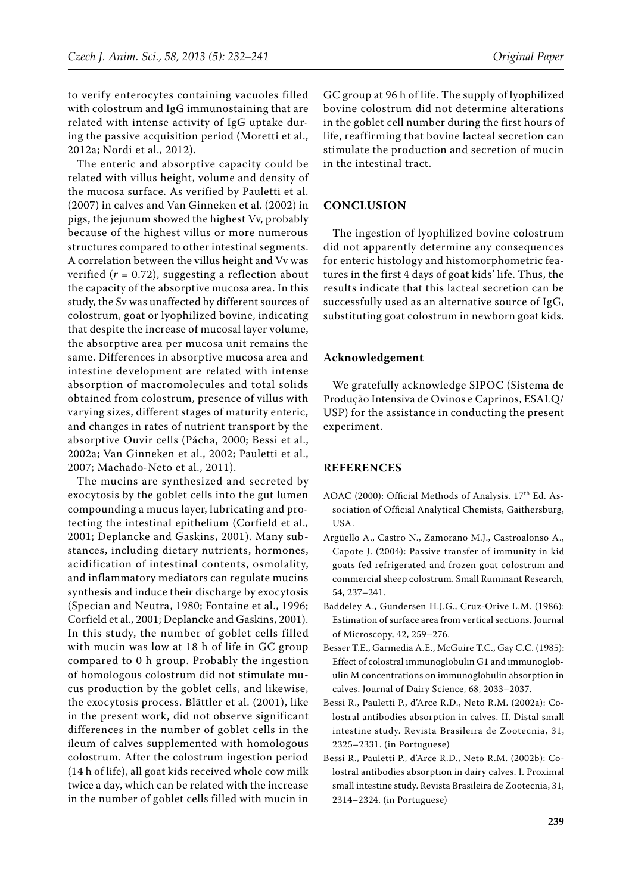to verify enterocytes containing vacuoles filled with colostrum and IgG immunostaining that are related with intense activity of IgG uptake during the passive acquisition period (Moretti et al., 2012a; Nordi et al., 2012).

The enteric and absorptive capacity could be related with villus height, volume and density of the mucosa surface. As verified by Pauletti et al. (2007) in calves and Van Ginneken et al. (2002) in pigs, the jejunum showed the highest Vv, probably because of the highest villus or more numerous structures compared to other intestinal segments. A correlation between the villus height and Vv was verified ($r = 0.72$), suggesting a reflection about the capacity of the absorptive mucosa area. In this study, the Sv was unaffected by different sources of colostrum, goat or lyophilized bovine, indicating that despite the increase of mucosal layer volume, the absorptive area per mucosa unit remains the same. Differences in absorptive mucosa area and intestine development are related with intense absorption of macromolecules and total solids obtained from colostrum, presence of villus with varying sizes, different stages of maturity enteric, and changes in rates of nutrient transport by the absorptive Ouvir cells (Pácha, 2000; Bessi et al., 2002a; Van Ginneken et al., 2002; Pauletti et al., 2007; Machado-Neto et al., 2011).

The mucins are synthesized and secreted by exocytosis by the goblet cells into the gut lumen compounding a mucus layer, lubricating and protecting the intestinal epithelium (Corfield et al., 2001; Deplancke and Gaskins, 2001). Many substances, including dietary nutrients, hormones, acidification of intestinal contents, osmolality, and inflammatory mediators can regulate mucins synthesis and induce their discharge by exocytosis (Specian and Neutra, 1980; Fontaine et al., 1996; Corfield et al., 2001; Deplancke and Gaskins, 2001). In this study, the number of goblet cells filled with mucin was low at 18 h of life in GC group compared to 0 h group. Probably the ingestion of homologous colostrum did not stimulate mucus production by the goblet cells, and likewise, the exocytosis process. Blättler et al. (2001), like in the present work, did not observe significant differences in the number of goblet cells in the ileum of calves supplemented with homologous colostrum. After the colostrum ingestion period (14 h of life), all goat kids received whole cow milk twice a day, which can be related with the increase in the number of goblet cells filled with mucin in GC group at 96 h of life. The supply of lyophilized bovine colostrum did not determine alterations in the goblet cell number during the first hours of life, reaffirming that bovine lacteal secretion can stimulate the production and secretion of mucin in the intestinal tract.

## CONCLUSION

The ingestion of lyophilized bovine colostrum did not apparently determine any consequences for enteric histology and histomorphometric features in the first 4 days of goat kids' life. Thus, the results indicate that this lacteal secretion can be successfully used as an alternative source of IgG, substituting goat colostrum in newborn goat kids.

### Acknowledgement

We gratefully acknowledge SIPOC (Sistema de Produção Intensiva de Ovinos e Caprinos, ESALQ/USP) for the assistance in conducting the present experiment.

## REFERENCES

AOAC (2000): Official Methods of Analysis. 17th Ed. Association of Official Analytical Chemists, Gaithersburg, USA.

Argüello A., Castro N., Zamorano M.J., Castroalonso A., Capote J. (2004): Passive transfer of immunity in kid goats fed refrigerated and frozen goat colostrum and commercial sheep colostrum. Small Ruminant Research, 54, 237–241.

Baddeley A., Gundersen H.J.G., Cruz-Orive L.M. (1986): Estimation of surface area from vertical sections. Journal of Microscopy, 42, 259–276.

Besser T.E., Garmedia A.E., McGuire T.C., Gay C.C. (1985): Effect of colostral immunoglobulin G1 and immunoglobulin M concentrations on immunoglobulin absorption in calves. Journal of Dairy Science, 68, 2033–2037.

Bessi R., Pauletti P., d'Arce R.D., Neto R.M. (2002a): Colostral antibodies absorption in calves. II. Distal small intestine study. Revista Brasileira de Zootecnia, 31, 2325–2331. (in Portuguese)

Bessi R., Pauletti P., d'Arce R.D., Neto R.M. (2002b): Colostral antibodies absorption in dairy calves. I. Proximal small intestine study. Revista Brasileira de Zootecnia, 31, 2314–2324. (in Portuguese)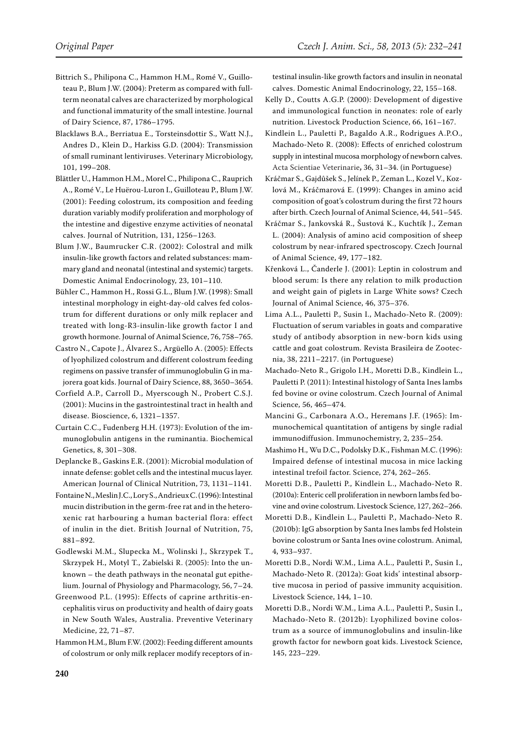Bittrich S., Philipona C., Hammon H.M., Romé V., Guilloteau P., Blum J.W. (2004): Preterm as compared with full-term neonatal calves are characterized by morphological and functional immaturity of the small intestine. Journal of Dairy Science, 87, 1786–1795.

Blacklaws B.A., Berriatua E., Torsteinsdottir S., Watt N.J., Andres D., Klein D., Harkiss G.D. (2004): Transmission of small ruminant lentiviruses. Veterinary Microbiology, 101, 199–208.

Blättler U., Hammon H.M., Morel C., Philipona C., Rauprich A., Romé V., Le Huërou-Luron I., Guilloteau P., Blum J.W. (2001): Feeding colostrum, its composition and feeding duration variably modify proliferation and morphology of the intestine and digestive enzyme activities of neonatal calves. Journal of Nutrition, 131, 1256–1263.

Blum J.W., Baumrucker C.R. (2002): Colostral and milk insulin-like growth factors and related substances: mammary gland and neonatal (intestinal and systemic) targets. Domestic Animal Endocrinology, 23, 101–110.

Bühler C., Hammon H., Rossi G.L., Blum J.W. (1998): Small intestinal morphology in eight-day-old calves fed colostrum for different durations or only milk replacer and treated with long-R3-insulin-like growth factor I and growth hormone. Journal of Animal Science, 76, 758–765.

Castro N., Capote J., Álvarez S., Argüello A. (2005): Effects of lyophilized colostrum and different colostrum feeding regimens on passive transfer of immunoglobulin G in majorera goat kids. Journal of Dairy Science, 88, 3650–3654.

Corfield A.P., Carroll D., Myerscough N., Probert C.S.J. (2001): Mucins in the gastrointestinal tract in health and disease. Bioscience, 6, 1321–1357.

Curtain C.C., Fudenberg H.H. (1973): Evolution of the immunoglobulin antigens in the ruminantia. Biochemical Genetics, 8, 301–308.

Deplancke B., Gaskins E.R. (2001): Microbial modulation of innate defense: goblet cells and the intestinal mucus layer. American Journal of Clinical Nutrition, 73, 1131–1141.

Fontaine N., Meslin J.C., Lory S., Andrieux C. (1996): Intestinal mucin distribution in the germ-free rat and in the heteroxenic rat harbouring a human bacterial flora: effect of inulin in the diet. British Journal of Nutrition, 75, 881–892.

Godlewski M.M., Slupecka M., Wolinski J., Skrzypek T., Skrzypek H., Motyl T., Zabielski R. (2005): Into the unknown – the death pathways in the neonatal gut epithelium. Journal of Physiology and Pharmacology, 56, 7–24.

Greenwood P.L. (1995): Effects of caprine arthritis-encephalitis virus on productivity and health of dairy goats in New South Wales, Australia. Preventive Veterinary Medicine, 22, 71–87.

Hammon H.M., Blum F.W. (2002): Feeding different amounts of colostrum or only milk replacer modify receptors of intestinal insulin-like growth factors and insulin in neonatal calves. Domestic Animal Endocrinology, 22, 155–168.

Kelly D., Coutts A.G.P. (2000): Development of digestive and immunological function in neonates: role of early nutrition. Livestock Production Science, 66, 161–167.

Kindlein L., Pauletti P., Bagaldo A.R., Rodrigues A.P.O., Machado-Neto R. (2008): Effects of enriched colostrum supply in intestinal mucosa morphology of newborn calves. Acta Scientiae Veterinarie, 36, 31–34. (in Portuguese)

Kráčmar S., Gajdůšek S., Jelínek P., Zeman L., Kozel V., Kozlová M., Kráčmarová E. (1999): Changes in amino acid composition of goat's colostrum during the first 72 hours after birth. Czech Journal of Animal Science, 44, 541–545.

Kráčmar S., Jankovská R., Šustová K., Kuchtík J., Zeman L. (2004): Analysis of amino acid composition of sheep colostrum by near-infrared spectroscopy. Czech Journal of Animal Science, 49, 177–182.

Křenková L., Čanderle J. (2001): Leptin in colostrum and blood serum: Is there any relation to milk production and weight gain of piglets in Large White sows? Czech Journal of Animal Science, 46, 375–376.

Lima A.L., Pauletti P., Susin I., Machado-Neto R. (2009): Fluctuation of serum variables in goats and comparative study of antibody absorption in new-born kids using cattle and goat colostrum. Revista Brasileira de Zootecnia, 38, 2211–2217. (in Portuguese)

Machado-Neto R., Grigolo I.H., Moretti D.B., Kindlein L., Pauletti P. (2011): Intestinal histology of Santa Ines lambs fed bovine or ovine colostrum. Czech Journal of Animal Science, 56, 465–474.

Mancini G., Carbonara A.O., Heremans J.F. (1965): Immunochemical quantitation of antigens by single radial immunodiffusion. Immunochemistry, 2, 235–254.

Mashimo H., Wu D.C., Podolsky D.K., Fishman M.C. (1996): Impaired defense of intestinal mucosa in mice lacking intestinal trefoil factor. Science, 274, 262–265.

Moretti D.B., Pauletti P., Kindlein L., Machado-Neto R. (2010a): Enteric cell proliferation in newborn lambs fed bovine and ovine colostrum. Livestock Science, 127, 262–266.

Moretti D.B., Kindlein L., Pauletti P., Machado-Neto R. (2010b): IgG absorption by Santa Ines lambs fed Holstein bovine colostrum or Santa Ines ovine colostrum. Animal, 4, 933–937.

Moretti D.B., Nordi W.M., Lima A.L., Pauletti P., Susin I., Machado-Neto R. (2012a): Goat kids' intestinal absorptive mucosa in period of passive immunity acquisition. Livestock Science, 144, 1–10.

Moretti D.B., Nordi W.M., Lima A.L., Pauletti P., Susin I., Machado-Neto R. (2012b): Lyophilized bovine colostrum as a source of immunoglobulins and insulin-like growth factor for newborn goat kids. Livestock Science, 145, 223–229.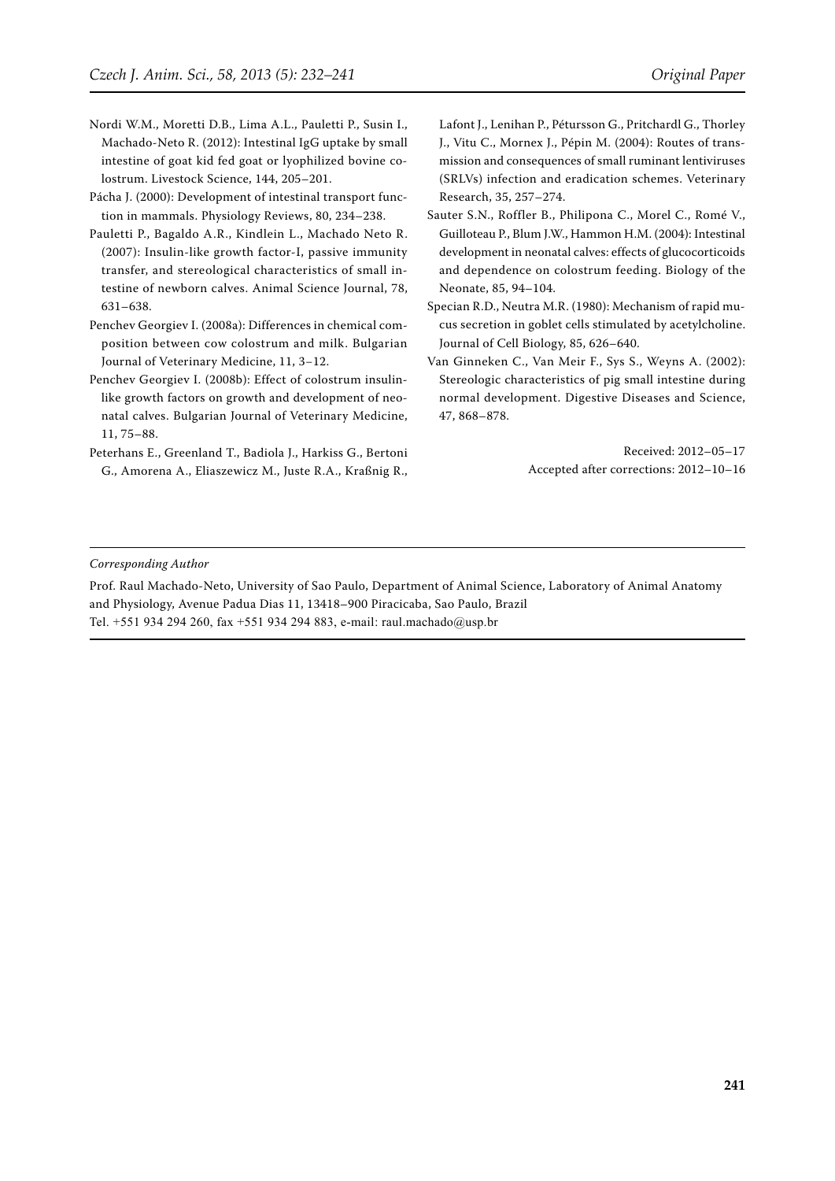Nordi W.M., Moretti D.B., Lima A.L., Pauletti P., Susin I., Machado-Neto R. (2012): Intestinal IgG uptake by small intestine of goat kid fed goat or lyophilized bovine colostrum. Livestock Science, 144, 205–201.

Pácha J. (2000): Development of intestinal transport function in mammals. Physiology Reviews, 80, 234–238.

Pauletti P., Bagaldo A.R., Kindlein L., Machado Neto R. (2007): Insulin-like growth factor-I, passive immunity transfer, and stereological characteristics of small intestine of newborn calves. Animal Science Journal, 78, 631–638.

Penchev Georgiev I. (2008a): Differences in chemical composition between cow colostrum and milk. Bulgarian Journal of Veterinary Medicine, 11, 3–12.

Penchev Georgiev I. (2008b): Effect of colostrum insulin-like growth factors on growth and development of neonatal calves. Bulgarian Journal of Veterinary Medicine, 11, 75–88.

Peterhans E., Greenland T., Badiola J., Harkiss G., Bertoni G., Amorena A., Eliaszewicz M., Juste R.A., Kraßnig R., Lafont J., Lenihan P., Pétursson G., Pritchardl G., Thorley J., Vitu C., Mornex J., Pépin M. (2004): Routes of transmission and consequences of small ruminant lentiviruses (SRLVs) infection and eradication schemes. Veterinary Research, 35, 257–274.

Sauter S.N., Roffler B., Philipona C., Morel C., Romé V., Guilloteau P., Blum J.W., Hammon H.M. (2004): Intestinal development in neonatal calves: effects of glucocorticoids and dependence on colostrum feeding. Biology of the Neonate, 85, 94–104.

Specian R.D., Neutra M.R. (1980): Mechanism of rapid mucus secretion in goblet cells stimulated by acetylcholine. Journal of Cell Biology, 85, 626–640.

Van Ginneken C., Van Meir F., Sys S., Weyns A. (2002): Stereologic characteristics of pig small intestine during normal development. Digestive Diseases and Science, 47, 868–878.

Received: 2012–05–17
Accepted after corrections: 2012–10–16

*Corresponding Author*

Prof. Raul Machado-Neto, University of Sao Paulo, Department of Animal Science, Laboratory of Animal Anatomy and Physiology, Avenue Padua Dias 11, 13418–900 Piracicaba, Sao Paulo, Brazil
Tel. +551 934 294 260, fax +551 934 294 883, e-mail: raul.machado@usp.br